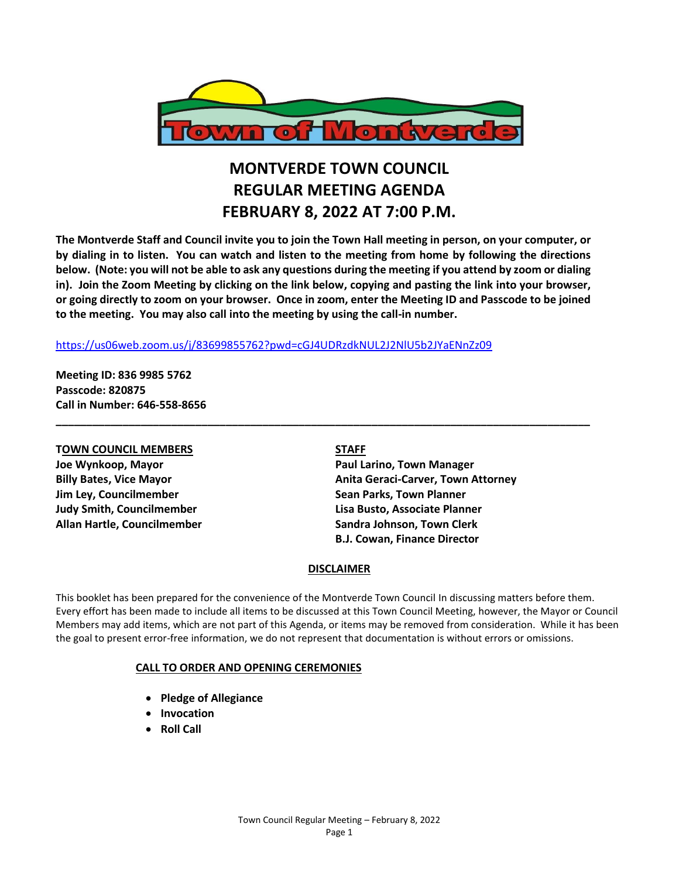# MONTVERDE TOWN COUNCIL
# REGULAR MEETING AGENDA
# FEBRUARY 8, 2022 AT 7:00 P.M.

**The Montverde Staff and Council invite you to join the Town Hall meeting in person, on your computer, or by dialing in to listen. You can watch and listen to the meeting from home by following the directions below. (Note: you will not be able to ask any questions during the meeting if you attend by zoom or dialing in). Join the Zoom Meeting by clicking on the link below, copying and pasting the link into your browser, or going directly to zoom on your browser. Once in zoom, enter the Meeting ID and Passcode to be joined to the meeting. You may also call into the meeting by using the call-in number.**

https://us06web.zoom.us/j/83699855762?pwd=cGJ4UDRzdkNUL2J2NlU5b2JYaENnZz09

**Meeting ID: 836 9985 5762**
**Passcode: 820875**
**Call in Number: 646-558-8656**

---

**TOWN COUNCIL MEMBERS**

**Joe Wynkoop, Mayor**
**Billy Bates, Vice Mayor**
**Jim Ley, Councilmember**
**Judy Smith, Councilmember**
**Allan Hartle, Councilmember**

**STAFF**

**Paul Larino, Town Manager**
**Anita Geraci-Carver, Town Attorney**
**Sean Parks, Town Planner**
**Lisa Busto, Associate Planner**
**Sandra Johnson, Town Clerk**
**B.J. Cowan, Finance Director**

**DISCLAIMER**

This booklet has been prepared for the convenience of the Montverde Town Council In discussing matters before them. Every effort has been made to include all items to be discussed at this Town Council Meeting, however, the Mayor or Council Members may add items, which are not part of this Agenda, or items may be removed from consideration. While it has been the goal to present error-free information, we do not represent that documentation is without errors or omissions.

**CALL TO ORDER AND OPENING CEREMONIES**

- **Pledge of Allegiance**
- **Invocation**
- **Roll Call**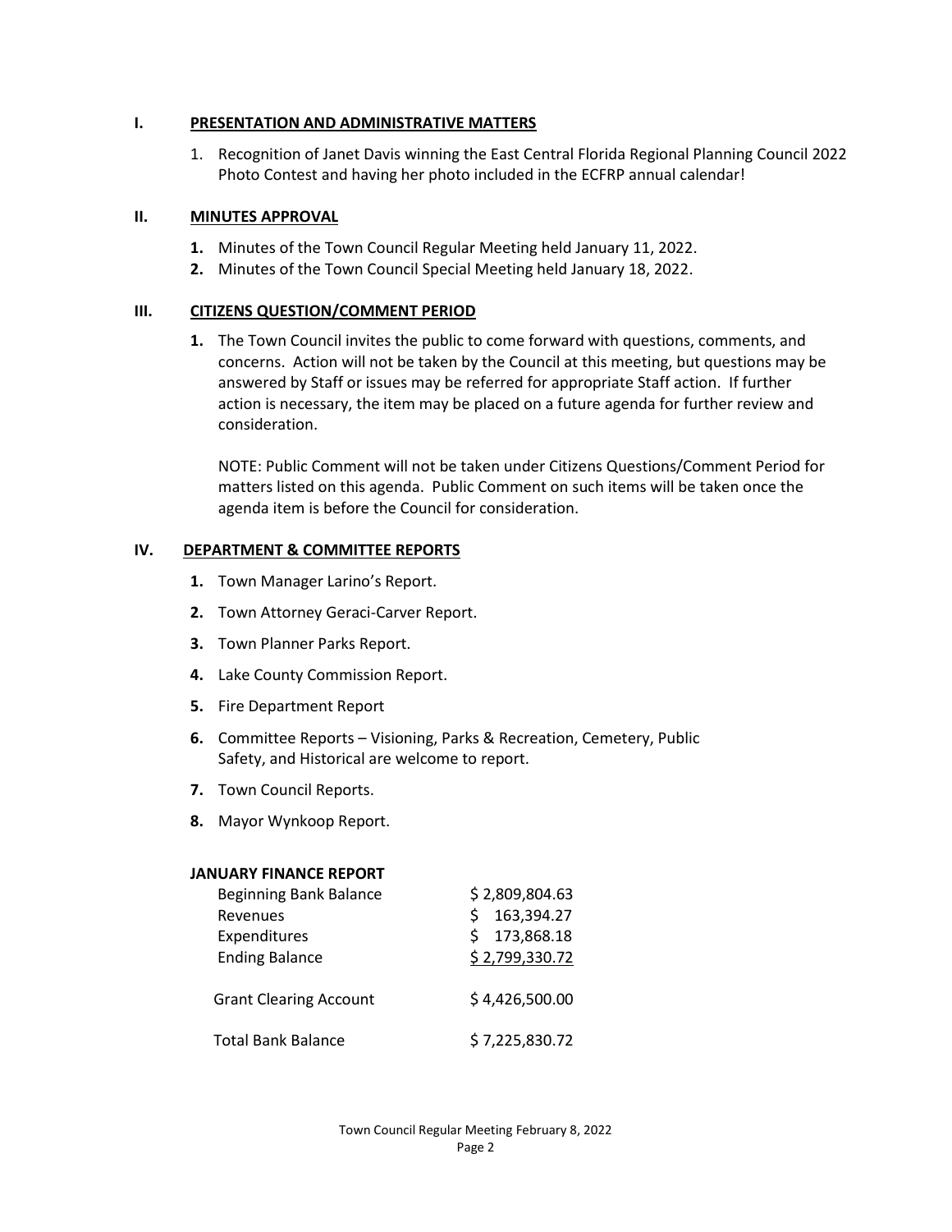## I. PRESENTATION AND ADMINISTRATIVE MATTERS

1. Recognition of Janet Davis winning the East Central Florida Regional Planning Council 2022 Photo Contest and having her photo included in the ECFRP annual calendar!

## II. MINUTES APPROVAL

1. Minutes of the Town Council Regular Meeting held January 11, 2022.
2. Minutes of the Town Council Special Meeting held January 18, 2022.

## III. CITIZENS QUESTION/COMMENT PERIOD

1. The Town Council invites the public to come forward with questions, comments, and concerns. Action will not be taken by the Council at this meeting, but questions may be answered by Staff or issues may be referred for appropriate Staff action. If further action is necessary, the item may be placed on a future agenda for further review and consideration.

   NOTE: Public Comment will not be taken under Citizens Questions/Comment Period for matters listed on this agenda. Public Comment on such items will be taken once the agenda item is before the Council for consideration.

## IV. DEPARTMENT & COMMITTEE REPORTS

1. Town Manager Larino's Report.
2. Town Attorney Geraci-Carver Report.
3. Town Planner Parks Report.
4. Lake County Commission Report.
5. Fire Department Report
6. Committee Reports – Visioning, Parks & Recreation, Cemetery, Public Safety, and Historical are welcome to report.
7. Town Council Reports.
8. Mayor Wynkoop Report.

**JANUARY FINANCE REPORT**

| | |
|---|---|
| Beginning Bank Balance | $ 2,809,804.63 |
| Revenues | $ 163,394.27 |
| Expenditures | $ 173,868.18 |
| Ending Balance | $ 2,799,330.72 |
| Grant Clearing Account | $ 4,426,500.00 |
| Total Bank Balance | $ 7,225,830.72 |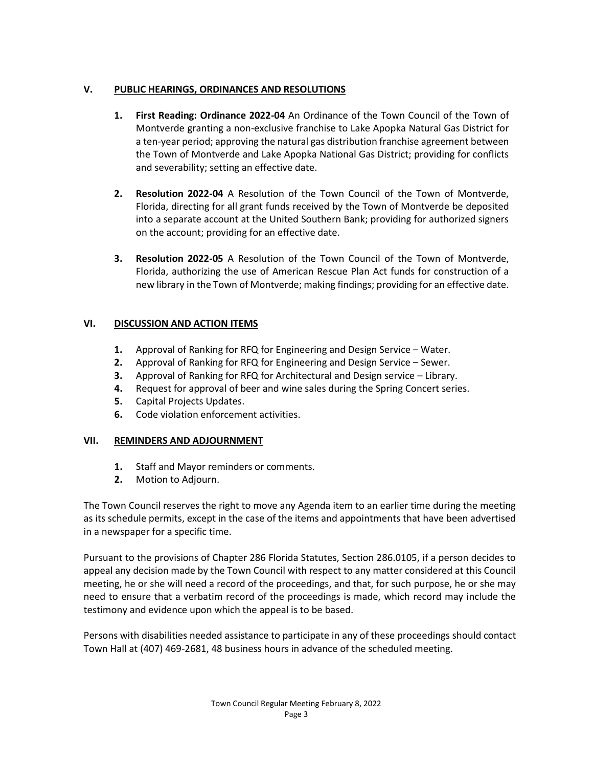## V. PUBLIC HEARINGS, ORDINANCES AND RESOLUTIONS

1. **First Reading: Ordinance 2022-04** An Ordinance of the Town Council of the Town of Montverde granting a non-exclusive franchise to Lake Apopka Natural Gas District for a ten-year period; approving the natural gas distribution franchise agreement between the Town of Montverde and Lake Apopka National Gas District; providing for conflicts and severability; setting an effective date.

2. **Resolution 2022-04** A Resolution of the Town Council of the Town of Montverde, Florida, directing for all grant funds received by the Town of Montverde be deposited into a separate account at the United Southern Bank; providing for authorized signers on the account; providing for an effective date.

3. **Resolution 2022-05** A Resolution of the Town Council of the Town of Montverde, Florida, authorizing the use of American Rescue Plan Act funds for construction of a new library in the Town of Montverde; making findings; providing for an effective date.

## VI. DISCUSSION AND ACTION ITEMS

1. Approval of Ranking for RFQ for Engineering and Design Service – Water.
2. Approval of Ranking for RFQ for Engineering and Design Service – Sewer.
3. Approval of Ranking for RFQ for Architectural and Design service – Library.
4. Request for approval of beer and wine sales during the Spring Concert series.
5. Capital Projects Updates.
6. Code violation enforcement activities.

## VII. REMINDERS AND ADJOURNMENT

1. Staff and Mayor reminders or comments.
2. Motion to Adjourn.

The Town Council reserves the right to move any Agenda item to an earlier time during the meeting as its schedule permits, except in the case of the items and appointments that have been advertised in a newspaper for a specific time.

Pursuant to the provisions of Chapter 286 Florida Statutes, Section 286.0105, if a person decides to appeal any decision made by the Town Council with respect to any matter considered at this Council meeting, he or she will need a record of the proceedings, and that, for such purpose, he or she may need to ensure that a verbatim record of the proceedings is made, which record may include the testimony and evidence upon which the appeal is to be based.

Persons with disabilities needed assistance to participate in any of these proceedings should contact Town Hall at (407) 469-2681, 48 business hours in advance of the scheduled meeting.